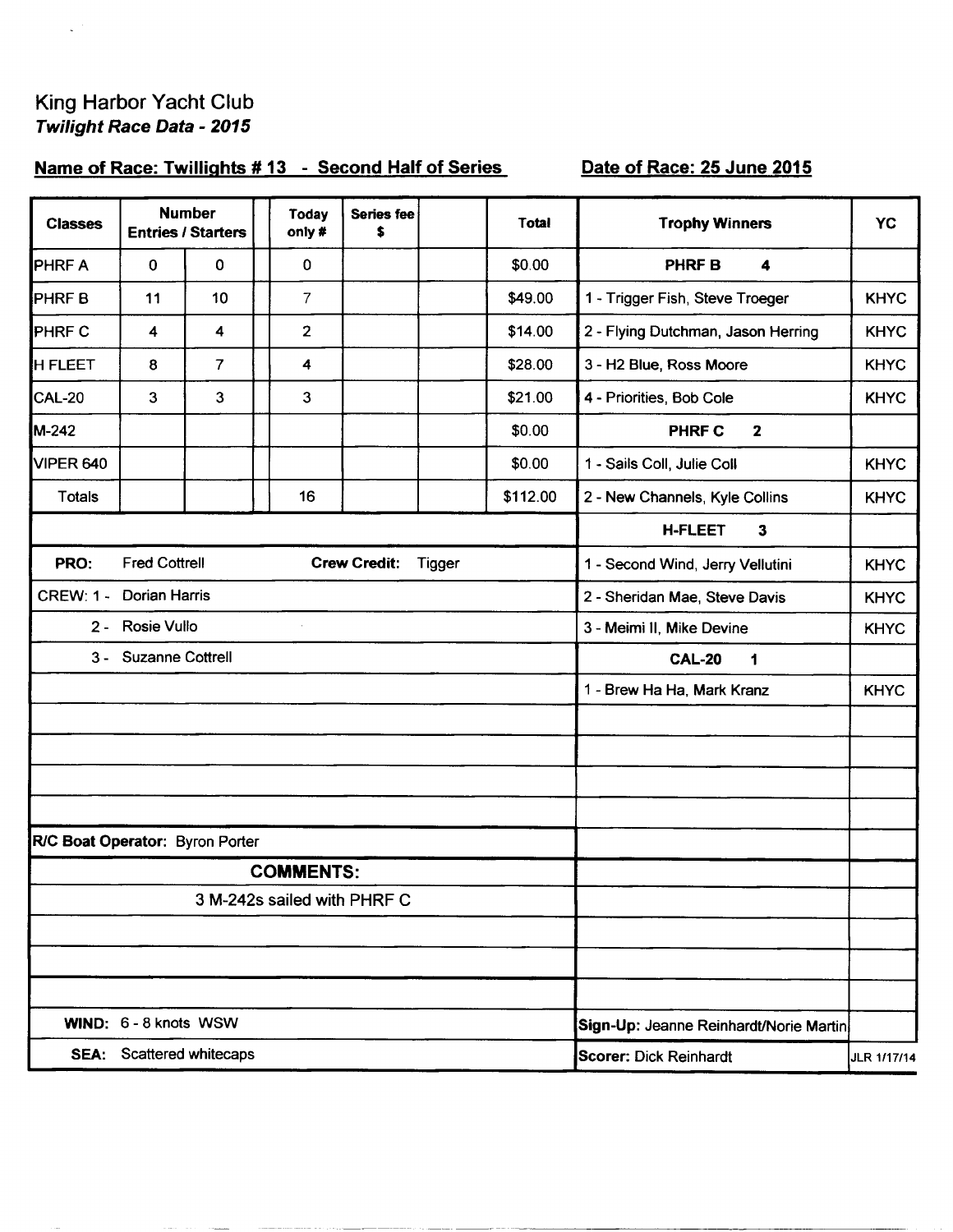King Harbor Yacht Club

***Twilight Race Data - 2015***

**Name of Race: Twillights # 13 - Second Half of Series** **Date of Race: 25 June 2015**

| Classes | Number Entries / Starters | | | Today only # | Series fee $ | | Total | Trophy Winners | YC |
|---|---|---|---|---|---|---|---|---|---|
| PHRF A | 0 | 0 | | 0 | | | $0.00 | **PHRF B 4** | |
| PHRF B | 11 | 10 | | 7 | | | $49.00 | 1 - Trigger Fish, Steve Troeger | KHYC |
| PHRF C | 4 | 4 | | 2 | | | $14.00 | 2 - Flying Dutchman, Jason Herring | KHYC |
| H FLEET | 8 | 7 | | 4 | | | $28.00 | 3 - H2 Blue, Ross Moore | KHYC |
| CAL-20 | 3 | 3 | | 3 | | | $21.00 | 4 - Priorities, Bob Cole | KHYC |
| M-242 | | | | | | | $0.00 | **PHRF C 2** | |
| VIPER 640 | | | | | | | $0.00 | 1 - Sails Coll, Julie Coll | KHYC |
| Totals | | | | 16 | | | $112.00 | 2 - New Channels, Kyle Collins | KHYC |
| | | | | | | | | **H-FLEET 3** | |
| **PRO:** Fred Cottrell | | | | | **Crew Credit:** Tigger | | | 1 - Second Wind, Jerry Vellutini | KHYC |
| CREW: 1 - Dorian Harris | | | | | | | | 2 - Sheridan Mae, Steve Davis | KHYC |
| 2 - Rosie Vullo | | | | | | | | 3 - Meimi II, Mike Devine | KHYC |
| 3 - Suzanne Cottrell | | | | | | | | **CAL-20 1** | |
| | | | | | | | | 1 - Brew Ha Ha, Mark Kranz | KHYC |
| **R/C Boat Operator:** Byron Porter | | | | | | | | | |
| **COMMENTS:** | | | | | | | | | |
| 3 M-242s sailed with PHRF C | | | | | | | | | |
| **WIND:** 6 - 8 knots WSW | | | | | | | | **Sign-Up:** Jeanne Reinhardt/Norie Martin | |
| **SEA:** Scattered whitecaps | | | | | | | | **Scorer:** Dick Reinhardt | JLR 1/17/14 |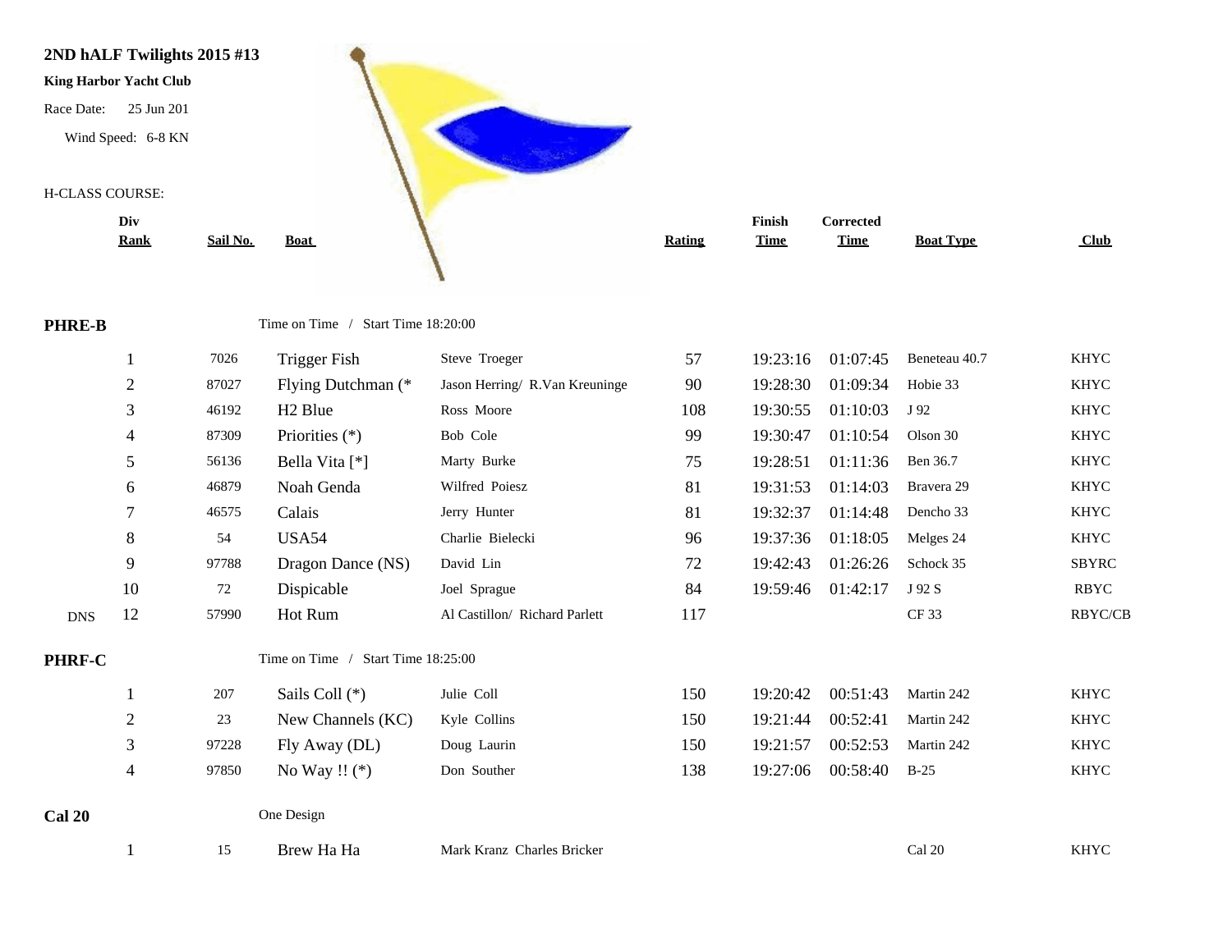**2ND hALF Twilights 2015 #13**

**King Harbor Yacht Club**

Race Date: 25 Jun 201

Wind Speed: 6-8 KN

H-CLASS COURSE:

| | Div Rank | Sail No. | Boat | | Rating | Finish Time | Corrected Time | Boat Type | Club |
|---|---|---|---|---|---|---|---|---|---|
| **PHRE-B** | | | Time on Time / Start Time 18:20:00 | | | | | | |
| | 1 | 7026 | Trigger Fish | Steve Troeger | 57 | 19:23:16 | 01:07:45 | Beneteau 40.7 | KHYC |
| | 2 | 87027 | Flying Dutchman (* | Jason Herring/ R.Van Kreuninge | 90 | 19:28:30 | 01:09:34 | Hobie 33 | KHYC |
| | 3 | 46192 | H2 Blue | Ross Moore | 108 | 19:30:55 | 01:10:03 | J 92 | KHYC |
| | 4 | 87309 | Priorities (*) | Bob Cole | 99 | 19:30:47 | 01:10:54 | Olson 30 | KHYC |
| | 5 | 56136 | Bella Vita [*] | Marty Burke | 75 | 19:28:51 | 01:11:36 | Ben 36.7 | KHYC |
| | 6 | 46879 | Noah Genda | Wilfred Poiesz | 81 | 19:31:53 | 01:14:03 | Bravera 29 | KHYC |
| | 7 | 46575 | Calais | Jerry Hunter | 81 | 19:32:37 | 01:14:48 | Dencho 33 | KHYC |
| | 8 | 54 | USA54 | Charlie Bielecki | 96 | 19:37:36 | 01:18:05 | Melges 24 | KHYC |
| | 9 | 97788 | Dragon Dance (NS) | David Lin | 72 | 19:42:43 | 01:26:26 | Schock 35 | SBYRC |
| | 10 | 72 | Dispicable | Joel Sprague | 84 | 19:59:46 | 01:42:17 | J 92 S | RBYC |
| DNS | 12 | 57990 | Hot Rum | Al Castillon/ Richard Parlett | 117 | | | CF 33 | RBYC/CB |
| **PHRF-C** | | | Time on Time / Start Time 18:25:00 | | | | | | |
| | 1 | 207 | Sails Coll (*) | Julie Coll | 150 | 19:20:42 | 00:51:43 | Martin 242 | KHYC |
| | 2 | 23 | New Channels (KC) | Kyle Collins | 150 | 19:21:44 | 00:52:41 | Martin 242 | KHYC |
| | 3 | 97228 | Fly Away (DL) | Doug Laurin | 150 | 19:21:57 | 00:52:53 | Martin 242 | KHYC |
| | 4 | 97850 | No Way !! (*) | Don Souther | 138 | 19:27:06 | 00:58:40 | B-25 | KHYC |
| **Cal 20** | | | One Design | | | | | | |
| | 1 | 15 | Brew Ha Ha | Mark Kranz Charles Bricker | | | | Cal 20 | KHYC |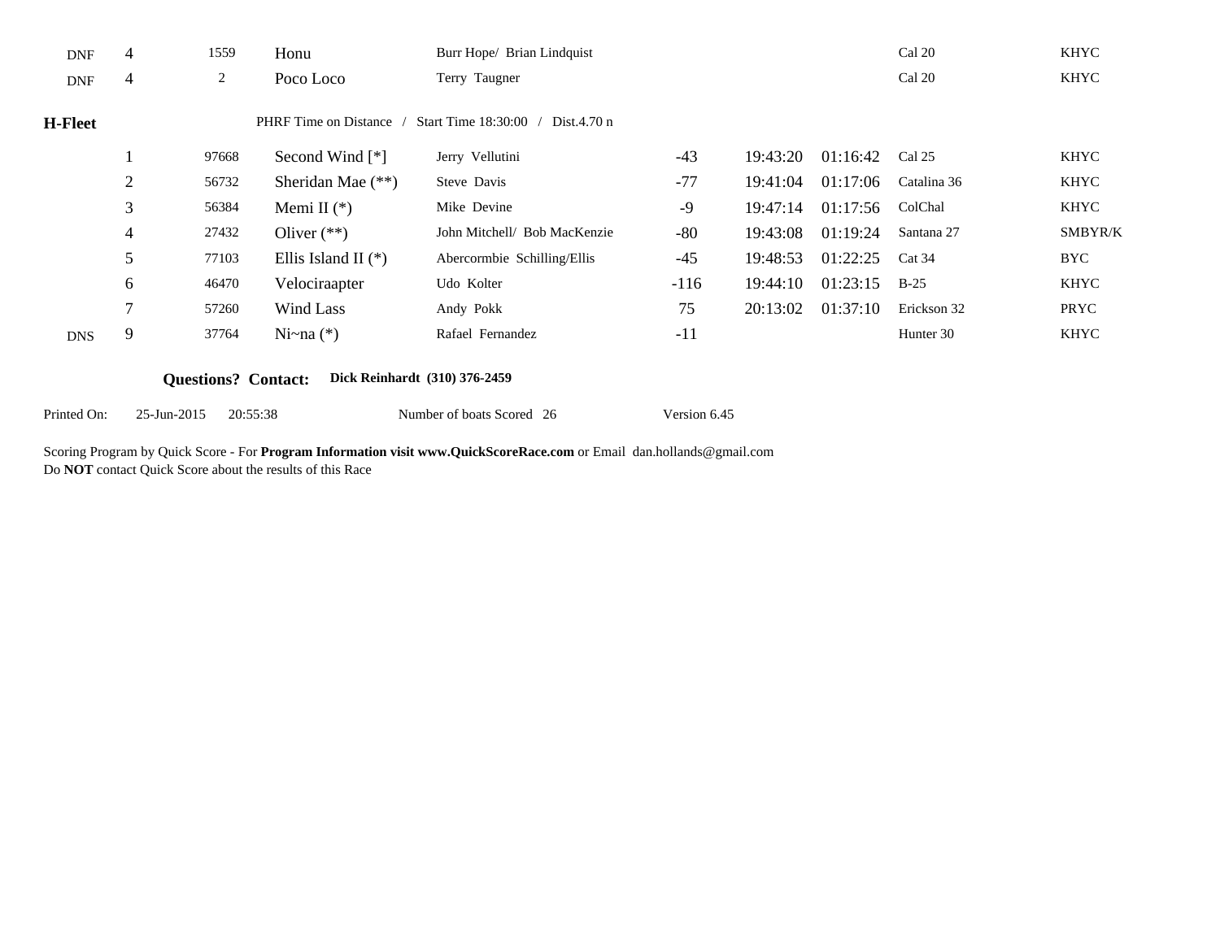| | | | | | | | | | |
|---|---|---|---|---|---|---|---|---|---|
| DNF | 4 | 1559 | Honu | Burr Hope/ Brian Lindquist | | | | Cal 20 | KHYC |
| DNF | 4 | 2 | Poco Loco | Terry Taugner | | | | Cal 20 | KHYC |

**H-Fleet** PHRF Time on Distance / Start Time 18:30:00 / Dist.4.70 n

| | | | | | | | | | |
|---|---|---|---|---|---|---|---|---|---|
| | 1 | 97668 | Second Wind [*] | Jerry Vellutini | -43 | 19:43:20 | 01:16:42 | Cal 25 | KHYC |
| | 2 | 56732 | Sheridan Mae (**) | Steve Davis | -77 | 19:41:04 | 01:17:06 | Catalina 36 | KHYC |
| | 3 | 56384 | Memi II (*) | Mike Devine | -9 | 19:47:14 | 01:17:56 | ColChal | KHYC |
| | 4 | 27432 | Oliver (**) | John Mitchell/ Bob MacKenzie | -80 | 19:43:08 | 01:19:24 | Santana 27 | SMBYR/K |
| | 5 | 77103 | Ellis Island II (*) | Abercormbie Schilling/Ellis | -45 | 19:48:53 | 01:22:25 | Cat 34 | BYC |
| | 6 | 46470 | Velociraapter | Udo Kolter | -116 | 19:44:10 | 01:23:15 | B-25 | KHYC |
| | 7 | 57260 | Wind Lass | Andy Pokk | 75 | 20:13:02 | 01:37:10 | Erickson 32 | PRYC |
| DNS | 9 | 37764 | Ni~na (*) | Rafael Fernandez | -11 | | | Hunter 30 | KHYC |

**Questions? Contact:** **Dick Reinhardt (310) 376-2459**

Printed On: 25-Jun-2015 20:55:38 Number of boats Scored 26 Version 6.45

Scoring Program by Quick Score - For **Program Information visit www.QuickScoreRace.com** or Email dan.hollands@gmail.com
Do **NOT** contact Quick Score about the results of this Race